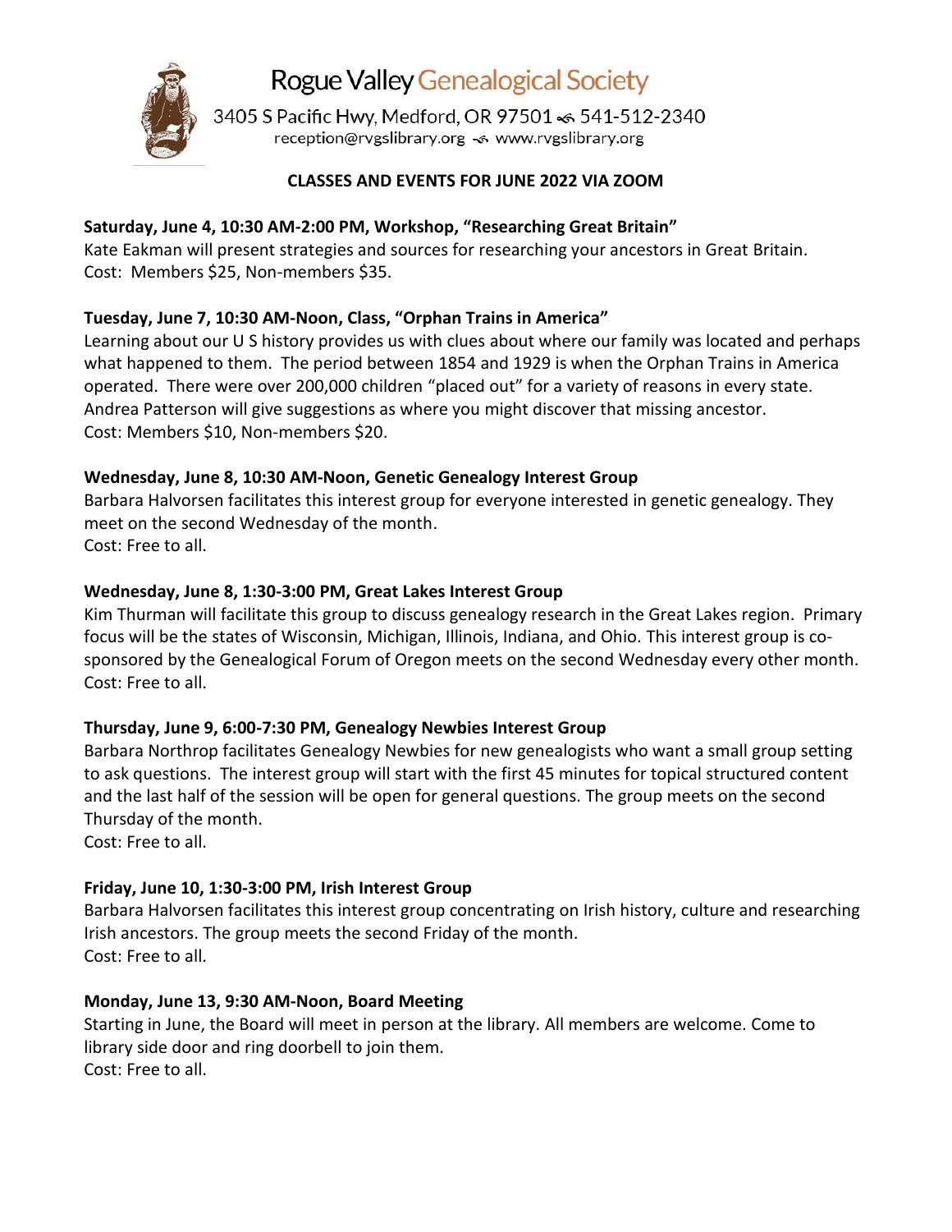# Rogue Valley Genealogical Society

3405 S Pacific Hwy, Medford, OR 97501 ~ 541-512-2340
reception@rvgslibrary.org ~ www.rvgslibrary.org

**CLASSES AND EVENTS FOR JUNE 2022 VIA ZOOM**

**Saturday, June 4, 10:30 AM-2:00 PM, Workshop, "Researching Great Britain"**
Kate Eakman will present strategies and sources for researching your ancestors in Great Britain.
Cost: Members $25, Non-members $35.

**Tuesday, June 7, 10:30 AM-Noon, Class, "Orphan Trains in America"**
Learning about our U S history provides us with clues about where our family was located and perhaps what happened to them. The period between 1854 and 1929 is when the Orphan Trains in America operated. There were over 200,000 children "placed out" for a variety of reasons in every state. Andrea Patterson will give suggestions as where you might discover that missing ancestor.
Cost: Members $10, Non-members $20.

**Wednesday, June 8, 10:30 AM-Noon, Genetic Genealogy Interest Group**
Barbara Halvorsen facilitates this interest group for everyone interested in genetic genealogy. They meet on the second Wednesday of the month.
Cost: Free to all.

**Wednesday, June 8, 1:30-3:00 PM, Great Lakes Interest Group**
Kim Thurman will facilitate this group to discuss genealogy research in the Great Lakes region. Primary focus will be the states of Wisconsin, Michigan, Illinois, Indiana, and Ohio. This interest group is co-sponsored by the Genealogical Forum of Oregon meets on the second Wednesday every other month.
Cost: Free to all.

**Thursday, June 9, 6:00-7:30 PM, Genealogy Newbies Interest Group**
Barbara Northrop facilitates Genealogy Newbies for new genealogists who want a small group setting to ask questions. The interest group will start with the first 45 minutes for topical structured content and the last half of the session will be open for general questions. The group meets on the second Thursday of the month.
Cost: Free to all.

**Friday, June 10, 1:30-3:00 PM, Irish Interest Group**
Barbara Halvorsen facilitates this interest group concentrating on Irish history, culture and researching Irish ancestors. The group meets the second Friday of the month.
Cost: Free to all.

**Monday, June 13, 9:30 AM-Noon, Board Meeting**
Starting in June, the Board will meet in person at the library. All members are welcome. Come to library side door and ring doorbell to join them.
Cost: Free to all.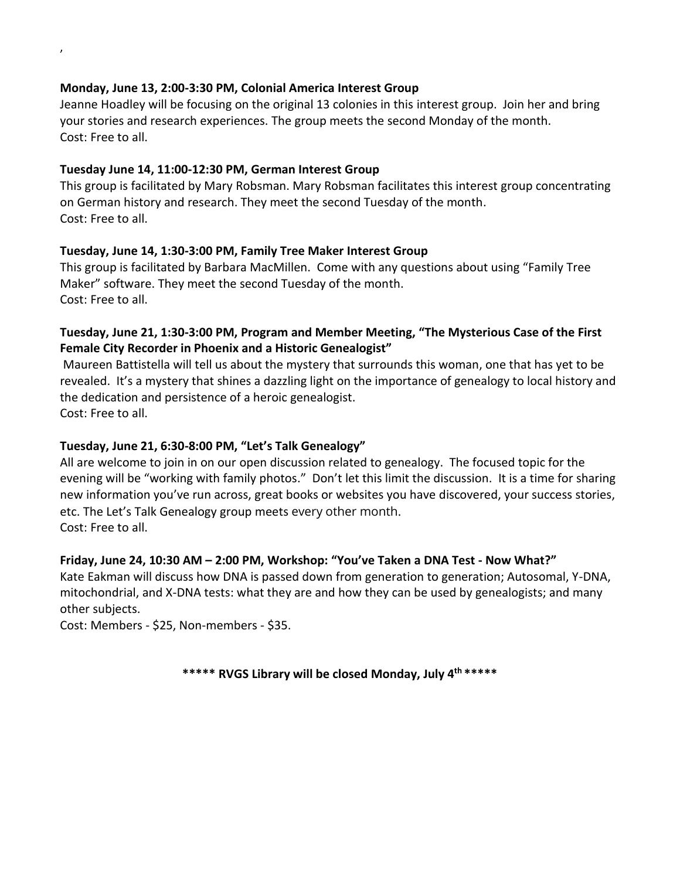,

**Monday, June 13, 2:00-3:30 PM, Colonial America Interest Group**
Jeanne Hoadley will be focusing on the original 13 colonies in this interest group. Join her and bring your stories and research experiences. The group meets the second Monday of the month.
Cost: Free to all.

**Tuesday June 14, 11:00-12:30 PM, German Interest Group**
This group is facilitated by Mary Robsman. Mary Robsman facilitates this interest group concentrating on German history and research. They meet the second Tuesday of the month.
Cost: Free to all.

**Tuesday, June 14, 1:30-3:00 PM, Family Tree Maker Interest Group**
This group is facilitated by Barbara MacMillen. Come with any questions about using "Family Tree Maker" software. They meet the second Tuesday of the month.
Cost: Free to all.

**Tuesday, June 21, 1:30-3:00 PM, Program and Member Meeting, "The Mysterious Case of the First Female City Recorder in Phoenix and a Historic Genealogist"**
Maureen Battistella will tell us about the mystery that surrounds this woman, one that has yet to be revealed. It's a mystery that shines a dazzling light on the importance of genealogy to local history and the dedication and persistence of a heroic genealogist.
Cost: Free to all.

**Tuesday, June 21, 6:30-8:00 PM, "Let's Talk Genealogy"**
All are welcome to join in on our open discussion related to genealogy. The focused topic for the evening will be "working with family photos." Don't let this limit the discussion. It is a time for sharing new information you've run across, great books or websites you have discovered, your success stories, etc. The Let's Talk Genealogy group meets every other month.
Cost: Free to all.

**Friday, June 24, 10:30 AM – 2:00 PM, Workshop: "You've Taken a DNA Test - Now What?"**
Kate Eakman will discuss how DNA is passed down from generation to generation; Autosomal, Y-DNA, mitochondrial, and X-DNA tests: what they are and how they can be used by genealogists; and many other subjects.
Cost: Members - $25, Non-members - $35.

**\*\*\*\*\* RVGS Library will be closed Monday, July 4th \*\*\*\*\***